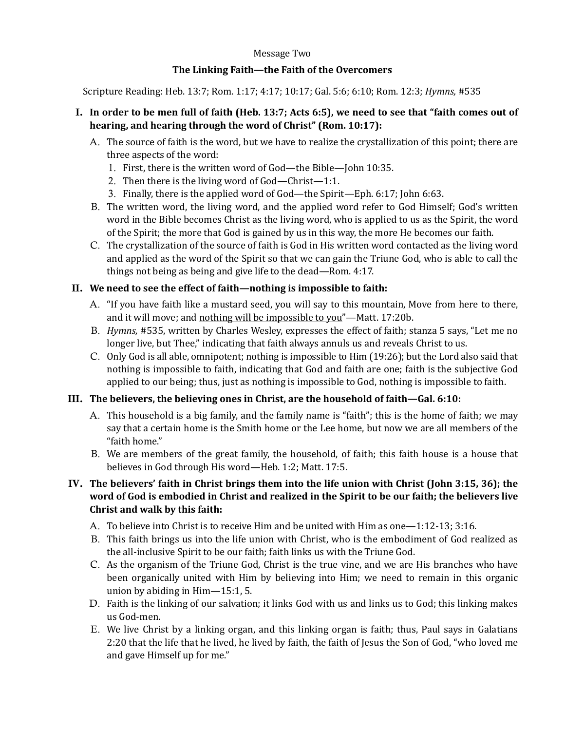Message Two

## The Linking Faith—the Faith of the Overcomers

Scripture Reading: Heb. 13:7; Rom. 1:17; 4:17; 10:17; Gal. 5:6; 6:10; Rom. 12:3; *Hymns,* #535

### I. In order to be men full of faith (Heb. 13:7; Acts 6:5), we need to see that "faith comes out of hearing, and hearing through the word of Christ" (Rom. 10:17):

A. The source of faith is the word, but we have to realize the crystallization of this point; there are three aspects of the word:

1. First, there is the written word of God—the Bible—John 10:35.
2. Then there is the living word of God—Christ—1:1.
3. Finally, there is the applied word of God—the Spirit—Eph. 6:17; John 6:63.

B. The written word, the living word, and the applied word refer to God Himself; God's written word in the Bible becomes Christ as the living word, who is applied to us as the Spirit, the word of the Spirit; the more that God is gained by us in this way, the more He becomes our faith.

C. The crystallization of the source of faith is God in His written word contacted as the living word and applied as the word of the Spirit so that we can gain the Triune God, who is able to call the things not being as being and give life to the dead—Rom. 4:17.

### II. We need to see the effect of faith—nothing is impossible to faith:

A. "If you have faith like a mustard seed, you will say to this mountain, Move from here to there, and it will move; and <u>nothing will be impossible to you</u>"—Matt. 17:20b.

B. *Hymns,* #535, written by Charles Wesley, expresses the effect of faith; stanza 5 says, "Let me no longer live, but Thee," indicating that faith always annuls us and reveals Christ to us.

C. Only God is all able, omnipotent; nothing is impossible to Him (19:26); but the Lord also said that nothing is impossible to faith, indicating that God and faith are one; faith is the subjective God applied to our being; thus, just as nothing is impossible to God, nothing is impossible to faith.

### III. The believers, the believing ones in Christ, are the household of faith—Gal. 6:10:

A. This household is a big family, and the family name is "faith"; this is the home of faith; we may say that a certain home is the Smith home or the Lee home, but now we are all members of the "faith home."

B. We are members of the great family, the household, of faith; this faith house is a house that believes in God through His word—Heb. 1:2; Matt. 17:5.

### IV. The believers' faith in Christ brings them into the life union with Christ (John 3:15, 36); the word of God is embodied in Christ and realized in the Spirit to be our faith; the believers live Christ and walk by this faith:

A. To believe into Christ is to receive Him and be united with Him as one—1:12-13; 3:16.

B. This faith brings us into the life union with Christ, who is the embodiment of God realized as the all-inclusive Spirit to be our faith; faith links us with the Triune God.

C. As the organism of the Triune God, Christ is the true vine, and we are His branches who have been organically united with Him by believing into Him; we need to remain in this organic union by abiding in Him—15:1, 5.

D. Faith is the linking of our salvation; it links God with us and links us to God; this linking makes us God-men.

E. We live Christ by a linking organ, and this linking organ is faith; thus, Paul says in Galatians 2:20 that the life that he lived, he lived by faith, the faith of Jesus the Son of God, "who loved me and gave Himself up for me."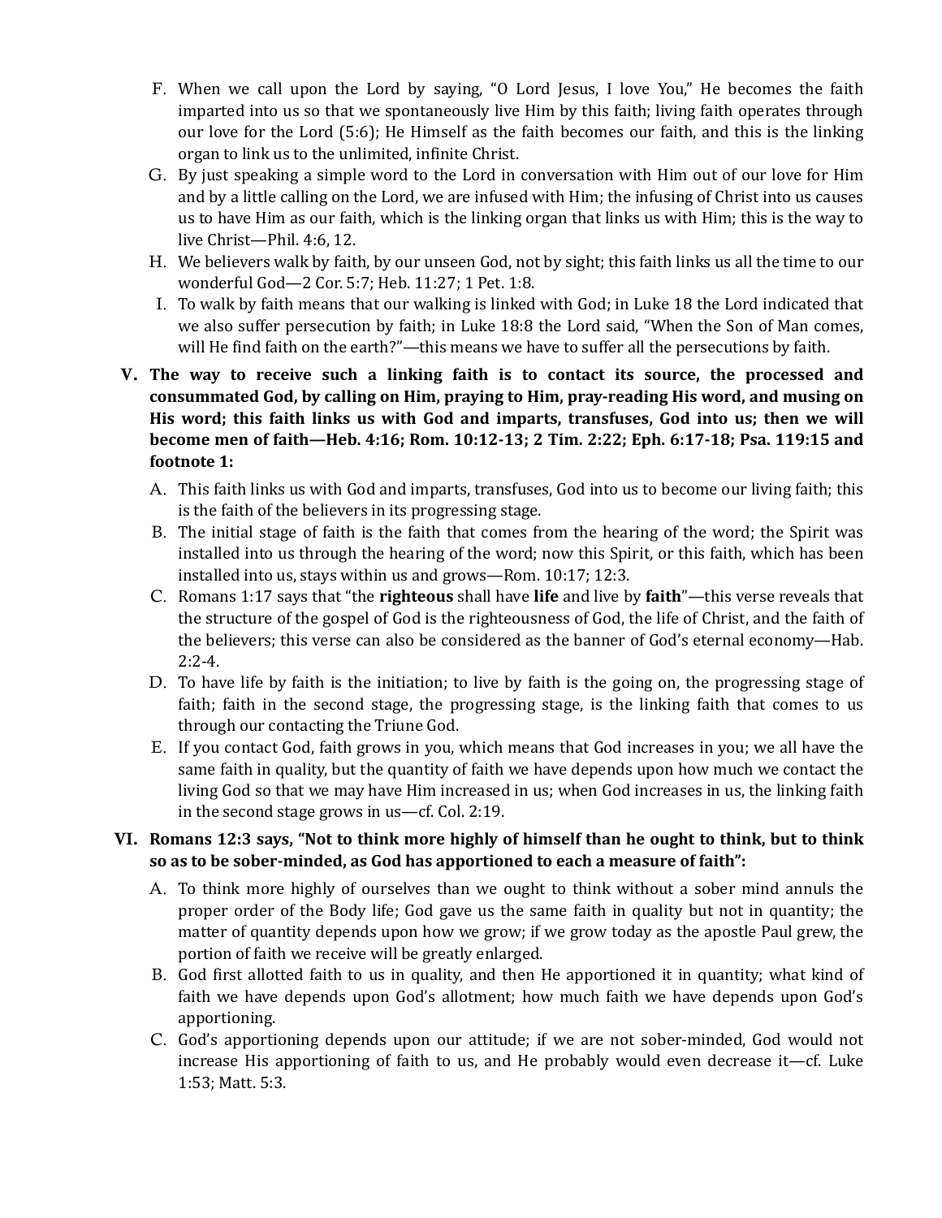F. When we call upon the Lord by saying, "O Lord Jesus, I love You," He becomes the faith imparted into us so that we spontaneously live Him by this faith; living faith operates through our love for the Lord (5:6); He Himself as the faith becomes our faith, and this is the linking organ to link us to the unlimited, infinite Christ.

G. By just speaking a simple word to the Lord in conversation with Him out of our love for Him and by a little calling on the Lord, we are infused with Him; the infusing of Christ into us causes us to have Him as our faith, which is the linking organ that links us with Him; this is the way to live Christ—Phil. 4:6, 12.

H. We believers walk by faith, by our unseen God, not by sight; this faith links us all the time to our wonderful God—2 Cor. 5:7; Heb. 11:27; 1 Pet. 1:8.

I. To walk by faith means that our walking is linked with God; in Luke 18 the Lord indicated that we also suffer persecution by faith; in Luke 18:8 the Lord said, "When the Son of Man comes, will He find faith on the earth?"—this means we have to suffer all the persecutions by faith.

**V. The way to receive such a linking faith is to contact its source, the processed and consummated God, by calling on Him, praying to Him, pray-reading His word, and musing on His word; this faith links us with God and imparts, transfuses, God into us; then we will become men of faith—Heb. 4:16; Rom. 10:12-13; 2 Tim. 2:22; Eph. 6:17-18; Psa. 119:15 and footnote 1:**

A. This faith links us with God and imparts, transfuses, God into us to become our living faith; this is the faith of the believers in its progressing stage.

B. The initial stage of faith is the faith that comes from the hearing of the word; the Spirit was installed into us through the hearing of the word; now this Spirit, or this faith, which has been installed into us, stays within us and grows—Rom. 10:17; 12:3.

C. Romans 1:17 says that "the **righteous** shall have **life** and live by **faith**"—this verse reveals that the structure of the gospel of God is the righteousness of God, the life of Christ, and the faith of the believers; this verse can also be considered as the banner of God's eternal economy—Hab. 2:2-4.

D. To have life by faith is the initiation; to live by faith is the going on, the progressing stage of faith; faith in the second stage, the progressing stage, is the linking faith that comes to us through our contacting the Triune God.

E. If you contact God, faith grows in you, which means that God increases in you; we all have the same faith in quality, but the quantity of faith we have depends upon how much we contact the living God so that we may have Him increased in us; when God increases in us, the linking faith in the second stage grows in us—cf. Col. 2:19.

**VI. Romans 12:3 says, "Not to think more highly of himself than he ought to think, but to think so as to be sober-minded, as God has apportioned to each a measure of faith":**

A. To think more highly of ourselves than we ought to think without a sober mind annuls the proper order of the Body life; God gave us the same faith in quality but not in quantity; the matter of quantity depends upon how we grow; if we grow today as the apostle Paul grew, the portion of faith we receive will be greatly enlarged.

B. God first allotted faith to us in quality, and then He apportioned it in quantity; what kind of faith we have depends upon God's allotment; how much faith we have depends upon God's apportioning.

C. God's apportioning depends upon our attitude; if we are not sober-minded, God would not increase His apportioning of faith to us, and He probably would even decrease it—cf. Luke 1:53; Matt. 5:3.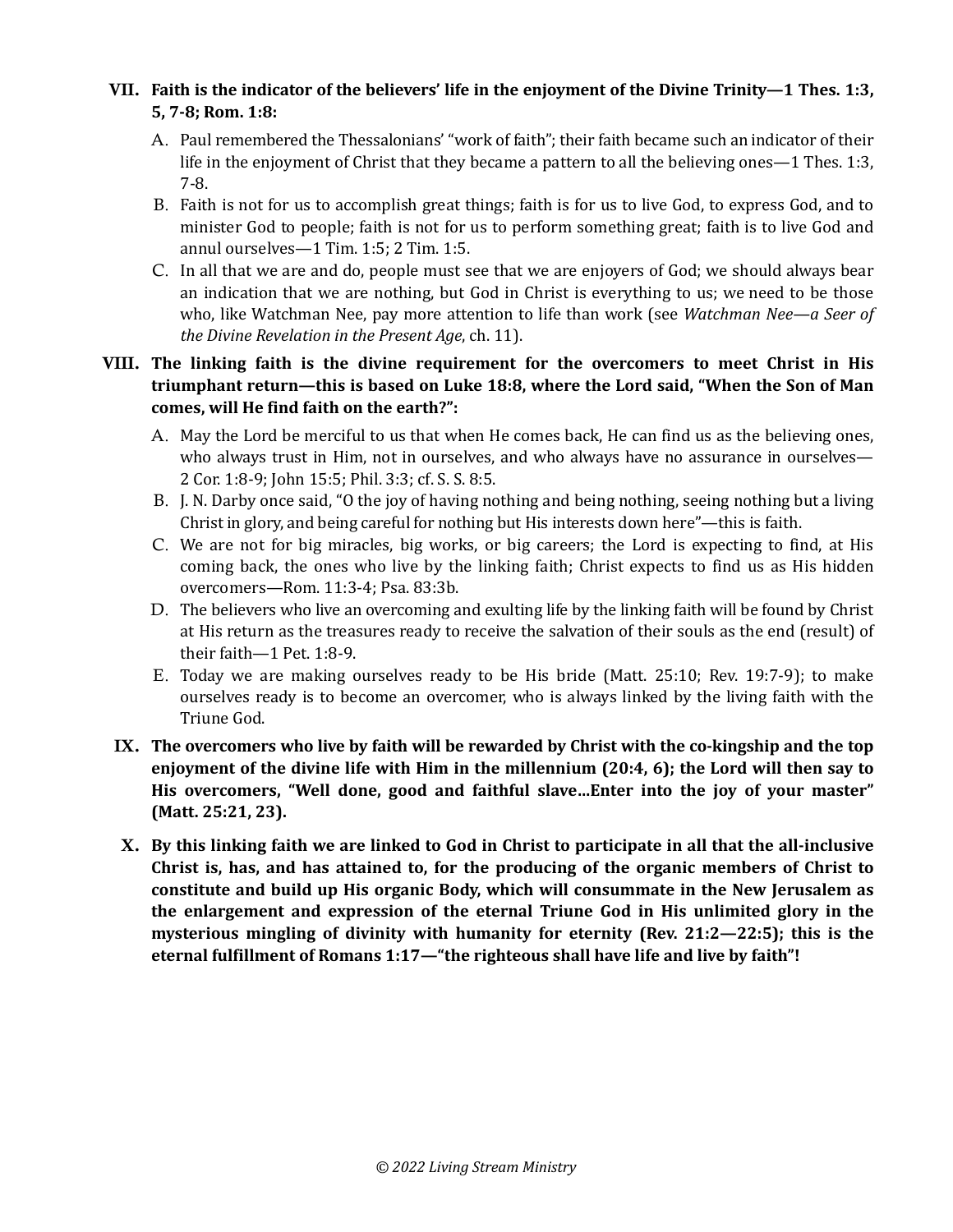VII. **Faith is the indicator of the believers' life in the enjoyment of the Divine Trinity—1 Thes. 1:3, 5, 7-8; Rom. 1:8:**

   A. Paul remembered the Thessalonians' "work of faith"; their faith became such an indicator of their life in the enjoyment of Christ that they became a pattern to all the believing ones—1 Thes. 1:3, 7-8.

   B. Faith is not for us to accomplish great things; faith is for us to live God, to express God, and to minister God to people; faith is not for us to perform something great; faith is to live God and annul ourselves—1 Tim. 1:5; 2 Tim. 1:5.

   C. In all that we are and do, people must see that we are enjoyers of God; we should always bear an indication that we are nothing, but God in Christ is everything to us; we need to be those who, like Watchman Nee, pay more attention to life than work (see *Watchman Nee—a Seer of the Divine Revelation in the Present Age*, ch. 11).

VIII. **The linking faith is the divine requirement for the overcomers to meet Christ in His triumphant return—this is based on Luke 18:8, where the Lord said, "When the Son of Man comes, will He find faith on the earth?":**

   A. May the Lord be merciful to us that when He comes back, He can find us as the believing ones, who always trust in Him, not in ourselves, and who always have no assurance in ourselves—2 Cor. 1:8-9; John 15:5; Phil. 3:3; cf. S. S. 8:5.

   B. J. N. Darby once said, "O the joy of having nothing and being nothing, seeing nothing but a living Christ in glory, and being careful for nothing but His interests down here"—this is faith.

   C. We are not for big miracles, big works, or big careers; the Lord is expecting to find, at His coming back, the ones who live by the linking faith; Christ expects to find us as His hidden overcomers—Rom. 11:3-4; Psa. 83:3b.

   D. The believers who live an overcoming and exulting life by the linking faith will be found by Christ at His return as the treasures ready to receive the salvation of their souls as the end (result) of their faith—1 Pet. 1:8-9.

   E. Today we are making ourselves ready to be His bride (Matt. 25:10; Rev. 19:7-9); to make ourselves ready is to become an overcomer, who is always linked by the living faith with the Triune God.

IX. **The overcomers who live by faith will be rewarded by Christ with the co-kingship and the top enjoyment of the divine life with Him in the millennium (20:4, 6); the Lord will then say to His overcomers, "Well done, good and faithful slave...Enter into the joy of your master" (Matt. 25:21, 23).**

X. **By this linking faith we are linked to God in Christ to participate in all that the all-inclusive Christ is, has, and has attained to, for the producing of the organic members of Christ to constitute and build up His organic Body, which will consummate in the New Jerusalem as the enlargement and expression of the eternal Triune God in His unlimited glory in the mysterious mingling of divinity with humanity for eternity (Rev. 21:2—22:5); this is the eternal fulfillment of Romans 1:17—"the righteous shall have life and live by faith"!**

*© 2022 Living Stream Ministry*